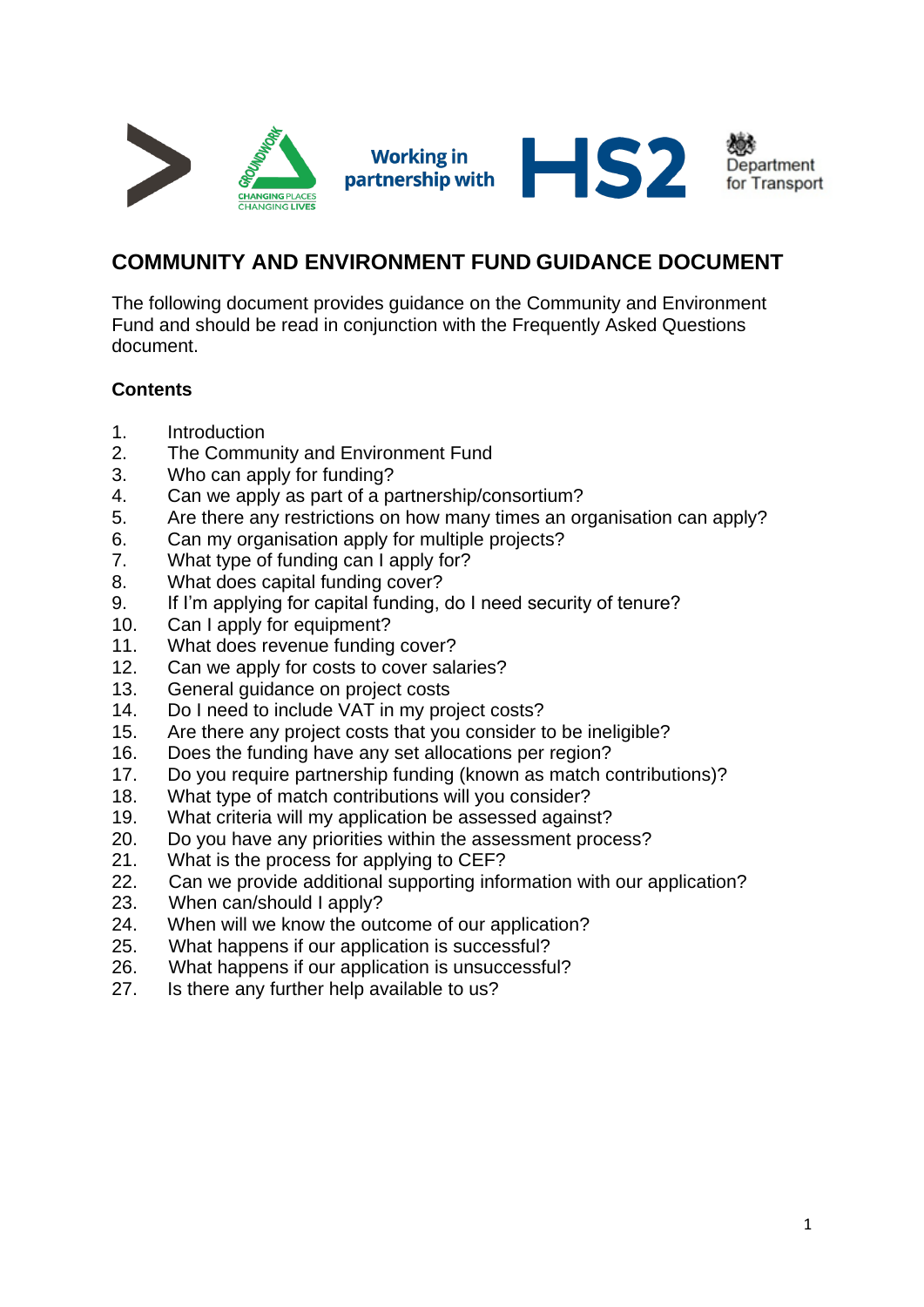Working in partnership with

# COMMUNITY AND ENVIRONMENT FUND GUIDANCE DOCUMENT

The following document provides guidance on the Community and Environment Fund and should be read in conjunction with the Frequently Asked Questions document.

**Contents**

1. Introduction
2. The Community and Environment Fund
3. Who can apply for funding?
4. Can we apply as part of a partnership/consortium?
5. Are there any restrictions on how many times an organisation can apply?
6. Can my organisation apply for multiple projects?
7. What type of funding can I apply for?
8. What does capital funding cover?
9. If I'm applying for capital funding, do I need security of tenure?
10. Can I apply for equipment?
11. What does revenue funding cover?
12. Can we apply for costs to cover salaries?
13. General guidance on project costs
14. Do I need to include VAT in my project costs?
15. Are there any project costs that you consider to be ineligible?
16. Does the funding have any set allocations per region?
17. Do you require partnership funding (known as match contributions)?
18. What type of match contributions will you consider?
19. What criteria will my application be assessed against?
20. Do you have any priorities within the assessment process?
21. What is the process for applying to CEF?
22. Can we provide additional supporting information with our application?
23. When can/should I apply?
24. When will we know the outcome of our application?
25. What happens if our application is successful?
26. What happens if our application is unsuccessful?
27. Is there any further help available to us?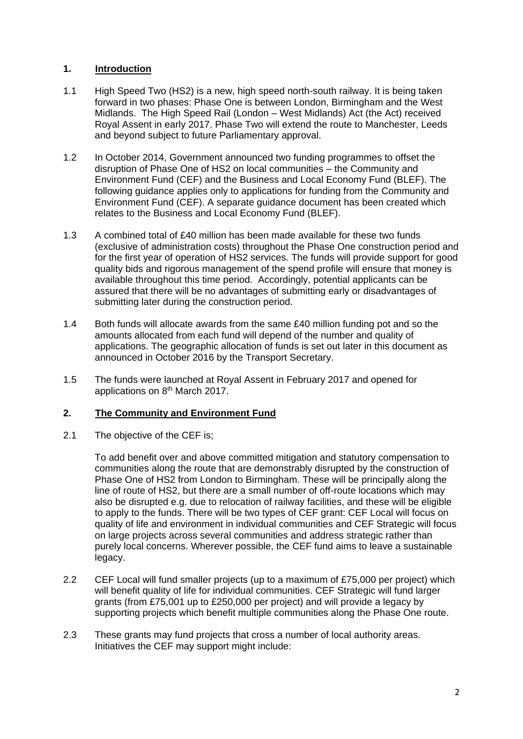## 1. Introduction

1.1 High Speed Two (HS2) is a new, high speed north-south railway. It is being taken forward in two phases: Phase One is between London, Birmingham and the West Midlands. The High Speed Rail (London – West Midlands) Act (the Act) received Royal Assent in early 2017. Phase Two will extend the route to Manchester, Leeds and beyond subject to future Parliamentary approval.

1.2 In October 2014, Government announced two funding programmes to offset the disruption of Phase One of HS2 on local communities – the Community and Environment Fund (CEF) and the Business and Local Economy Fund (BLEF). The following guidance applies only to applications for funding from the Community and Environment Fund (CEF). A separate guidance document has been created which relates to the Business and Local Economy Fund (BLEF).

1.3 A combined total of £40 million has been made available for these two funds (exclusive of administration costs) throughout the Phase One construction period and for the first year of operation of HS2 services. The funds will provide support for good quality bids and rigorous management of the spend profile will ensure that money is available throughout this time period. Accordingly, potential applicants can be assured that there will be no advantages of submitting early or disadvantages of submitting later during the construction period.

1.4 Both funds will allocate awards from the same £40 million funding pot and so the amounts allocated from each fund will depend of the number and quality of applications. The geographic allocation of funds is set out later in this document as announced in October 2016 by the Transport Secretary.

1.5 The funds were launched at Royal Assent in February 2017 and opened for applications on 8th March 2017.

## 2. The Community and Environment Fund

2.1 The objective of the CEF is;

To add benefit over and above committed mitigation and statutory compensation to communities along the route that are demonstrably disrupted by the construction of Phase One of HS2 from London to Birmingham. These will be principally along the line of route of HS2, but there are a small number of off-route locations which may also be disrupted e.g. due to relocation of railway facilities, and these will be eligible to apply to the funds. There will be two types of CEF grant: CEF Local will focus on quality of life and environment in individual communities and CEF Strategic will focus on large projects across several communities and address strategic rather than purely local concerns. Wherever possible, the CEF fund aims to leave a sustainable legacy.

2.2 CEF Local will fund smaller projects (up to a maximum of £75,000 per project) which will benefit quality of life for individual communities. CEF Strategic will fund larger grants (from £75,001 up to £250,000 per project) and will provide a legacy by supporting projects which benefit multiple communities along the Phase One route.

2.3 These grants may fund projects that cross a number of local authority areas. Initiatives the CEF may support might include: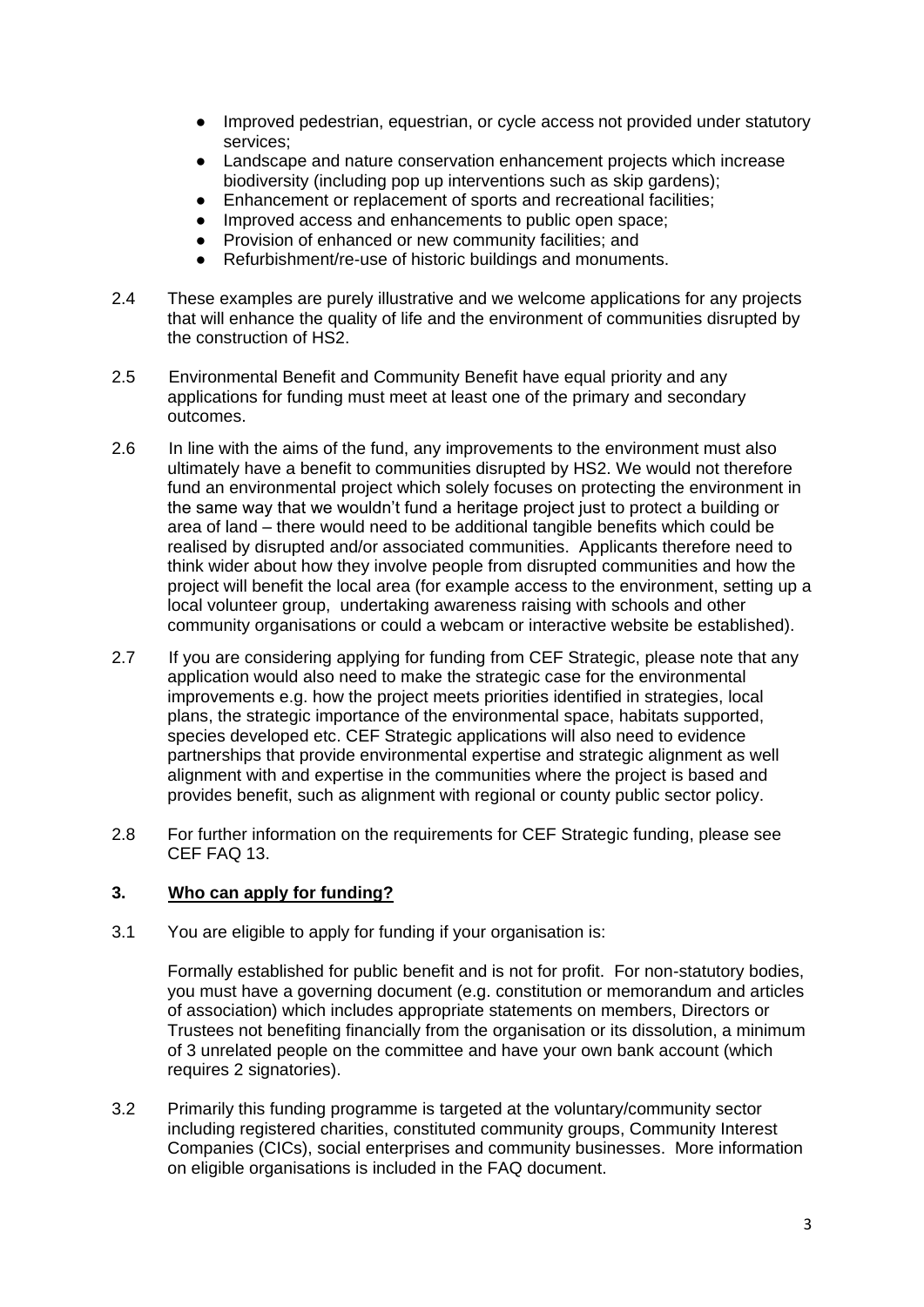- Improved pedestrian, equestrian, or cycle access not provided under statutory services;
- Landscape and nature conservation enhancement projects which increase biodiversity (including pop up interventions such as skip gardens);
- Enhancement or replacement of sports and recreational facilities;
- Improved access and enhancements to public open space;
- Provision of enhanced or new community facilities; and
- Refurbishment/re-use of historic buildings and monuments.

2.4 These examples are purely illustrative and we welcome applications for any projects that will enhance the quality of life and the environment of communities disrupted by the construction of HS2.

2.5 Environmental Benefit and Community Benefit have equal priority and any applications for funding must meet at least one of the primary and secondary outcomes.

2.6 In line with the aims of the fund, any improvements to the environment must also ultimately have a benefit to communities disrupted by HS2. We would not therefore fund an environmental project which solely focuses on protecting the environment in the same way that we wouldn't fund a heritage project just to protect a building or area of land – there would need to be additional tangible benefits which could be realised by disrupted and/or associated communities. Applicants therefore need to think wider about how they involve people from disrupted communities and how the project will benefit the local area (for example access to the environment, setting up a local volunteer group, undertaking awareness raising with schools and other community organisations or could a webcam or interactive website be established).

2.7 If you are considering applying for funding from CEF Strategic, please note that any application would also need to make the strategic case for the environmental improvements e.g. how the project meets priorities identified in strategies, local plans, the strategic importance of the environmental space, habitats supported, species developed etc. CEF Strategic applications will also need to evidence partnerships that provide environmental expertise and strategic alignment as well alignment with and expertise in the communities where the project is based and provides benefit, such as alignment with regional or county public sector policy.

2.8 For further information on the requirements for CEF Strategic funding, please see CEF FAQ 13.

## 3. Who can apply for funding?

3.1 You are eligible to apply for funding if your organisation is:

Formally established for public benefit and is not for profit. For non-statutory bodies, you must have a governing document (e.g. constitution or memorandum and articles of association) which includes appropriate statements on members, Directors or Trustees not benefiting financially from the organisation or its dissolution, a minimum of 3 unrelated people on the committee and have your own bank account (which requires 2 signatories).

3.2 Primarily this funding programme is targeted at the voluntary/community sector including registered charities, constituted community groups, Community Interest Companies (CICs), social enterprises and community businesses. More information on eligible organisations is included in the FAQ document.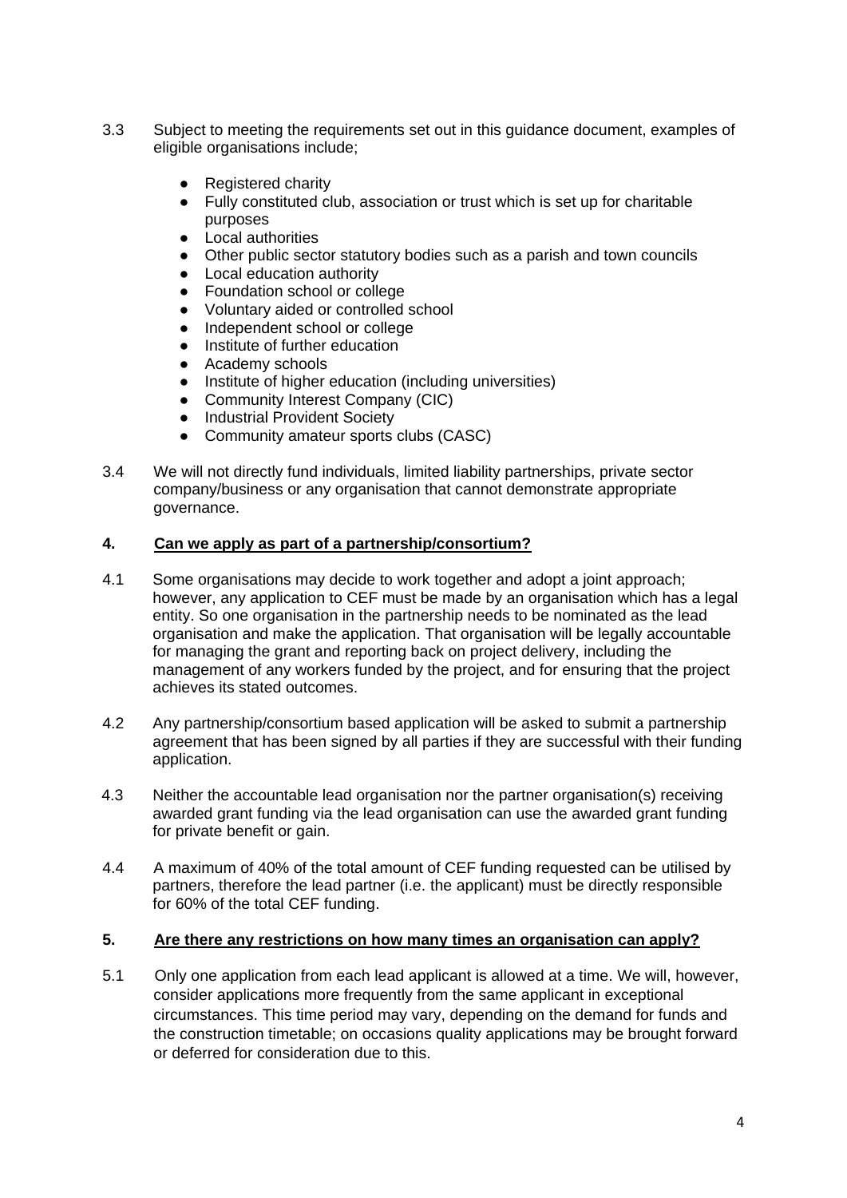3.3 Subject to meeting the requirements set out in this guidance document, examples of eligible organisations include;

- Registered charity
- Fully constituted club, association or trust which is set up for charitable purposes
- Local authorities
- Other public sector statutory bodies such as a parish and town councils
- Local education authority
- Foundation school or college
- Voluntary aided or controlled school
- Independent school or college
- Institute of further education
- Academy schools
- Institute of higher education (including universities)
- Community Interest Company (CIC)
- Industrial Provident Society
- Community amateur sports clubs (CASC)

3.4 We will not directly fund individuals, limited liability partnerships, private sector company/business or any organisation that cannot demonstrate appropriate governance.

## 4. Can we apply as part of a partnership/consortium?

4.1 Some organisations may decide to work together and adopt a joint approach; however, any application to CEF must be made by an organisation which has a legal entity. So one organisation in the partnership needs to be nominated as the lead organisation and make the application. That organisation will be legally accountable for managing the grant and reporting back on project delivery, including the management of any workers funded by the project, and for ensuring that the project achieves its stated outcomes.

4.2 Any partnership/consortium based application will be asked to submit a partnership agreement that has been signed by all parties if they are successful with their funding application.

4.3 Neither the accountable lead organisation nor the partner organisation(s) receiving awarded grant funding via the lead organisation can use the awarded grant funding for private benefit or gain.

4.4 A maximum of 40% of the total amount of CEF funding requested can be utilised by partners, therefore the lead partner (i.e. the applicant) must be directly responsible for 60% of the total CEF funding.

## 5. Are there any restrictions on how many times an organisation can apply?

5.1 Only one application from each lead applicant is allowed at a time. We will, however, consider applications more frequently from the same applicant in exceptional circumstances. This time period may vary, depending on the demand for funds and the construction timetable; on occasions quality applications may be brought forward or deferred for consideration due to this.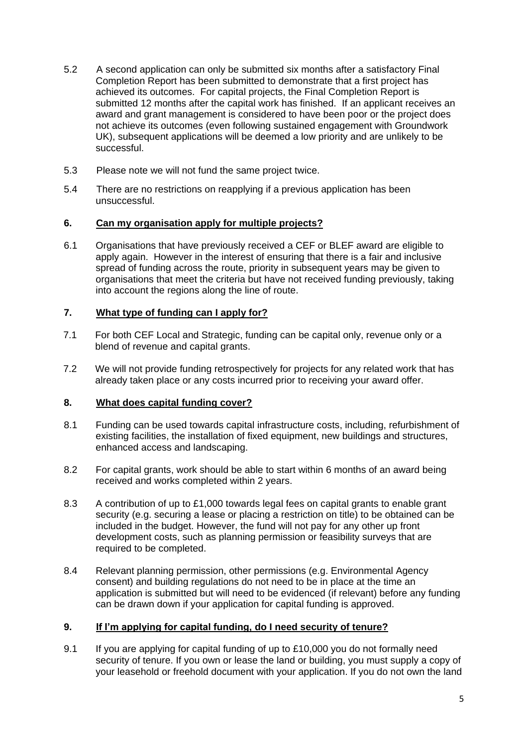5.2 A second application can only be submitted six months after a satisfactory Final Completion Report has been submitted to demonstrate that a first project has achieved its outcomes. For capital projects, the Final Completion Report is submitted 12 months after the capital work has finished. If an applicant receives an award and grant management is considered to have been poor or the project does not achieve its outcomes (even following sustained engagement with Groundwork UK), subsequent applications will be deemed a low priority and are unlikely to be successful.

5.3 Please note we will not fund the same project twice.

5.4 There are no restrictions on reapplying if a previous application has been unsuccessful.

## 6. Can my organisation apply for multiple projects?

6.1 Organisations that have previously received a CEF or BLEF award are eligible to apply again. However in the interest of ensuring that there is a fair and inclusive spread of funding across the route, priority in subsequent years may be given to organisations that meet the criteria but have not received funding previously, taking into account the regions along the line of route.

## 7. What type of funding can I apply for?

7.1 For both CEF Local and Strategic, funding can be capital only, revenue only or a blend of revenue and capital grants.

7.2 We will not provide funding retrospectively for projects for any related work that has already taken place or any costs incurred prior to receiving your award offer.

## 8. What does capital funding cover?

8.1 Funding can be used towards capital infrastructure costs, including, refurbishment of existing facilities, the installation of fixed equipment, new buildings and structures, enhanced access and landscaping.

8.2 For capital grants, work should be able to start within 6 months of an award being received and works completed within 2 years.

8.3 A contribution of up to £1,000 towards legal fees on capital grants to enable grant security (e.g. securing a lease or placing a restriction on title) to be obtained can be included in the budget. However, the fund will not pay for any other up front development costs, such as planning permission or feasibility surveys that are required to be completed.

8.4 Relevant planning permission, other permissions (e.g. Environmental Agency consent) and building regulations do not need to be in place at the time an application is submitted but will need to be evidenced (if relevant) before any funding can be drawn down if your application for capital funding is approved.

## 9. If I'm applying for capital funding, do I need security of tenure?

9.1 If you are applying for capital funding of up to £10,000 you do not formally need security of tenure. If you own or lease the land or building, you must supply a copy of your leasehold or freehold document with your application. If you do not own the land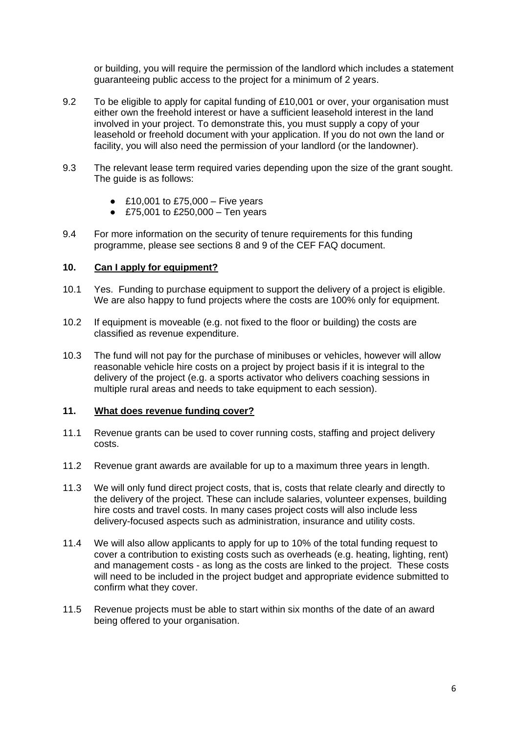or building, you will require the permission of the landlord which includes a statement guaranteeing public access to the project for a minimum of 2 years.

9.2 To be eligible to apply for capital funding of £10,001 or over, your organisation must either own the freehold interest or have a sufficient leasehold interest in the land involved in your project. To demonstrate this, you must supply a copy of your leasehold or freehold document with your application. If you do not own the land or facility, you will also need the permission of your landlord (or the landowner).

9.3 The relevant lease term required varies depending upon the size of the grant sought. The guide is as follows:

- £10,001 to £75,000 – Five years
- £75,001 to £250,000 – Ten years

9.4 For more information on the security of tenure requirements for this funding programme, please see sections 8 and 9 of the CEF FAQ document.

## 10. Can I apply for equipment?

10.1 Yes. Funding to purchase equipment to support the delivery of a project is eligible. We are also happy to fund projects where the costs are 100% only for equipment.

10.2 If equipment is moveable (e.g. not fixed to the floor or building) the costs are classified as revenue expenditure.

10.3 The fund will not pay for the purchase of minibuses or vehicles, however will allow reasonable vehicle hire costs on a project by project basis if it is integral to the delivery of the project (e.g. a sports activator who delivers coaching sessions in multiple rural areas and needs to take equipment to each session).

## 11. What does revenue funding cover?

11.1 Revenue grants can be used to cover running costs, staffing and project delivery costs.

11.2 Revenue grant awards are available for up to a maximum three years in length.

11.3 We will only fund direct project costs, that is, costs that relate clearly and directly to the delivery of the project. These can include salaries, volunteer expenses, building hire costs and travel costs. In many cases project costs will also include less delivery-focused aspects such as administration, insurance and utility costs.

11.4 We will also allow applicants to apply for up to 10% of the total funding request to cover a contribution to existing costs such as overheads (e.g. heating, lighting, rent) and management costs - as long as the costs are linked to the project. These costs will need to be included in the project budget and appropriate evidence submitted to confirm what they cover.

11.5 Revenue projects must be able to start within six months of the date of an award being offered to your organisation.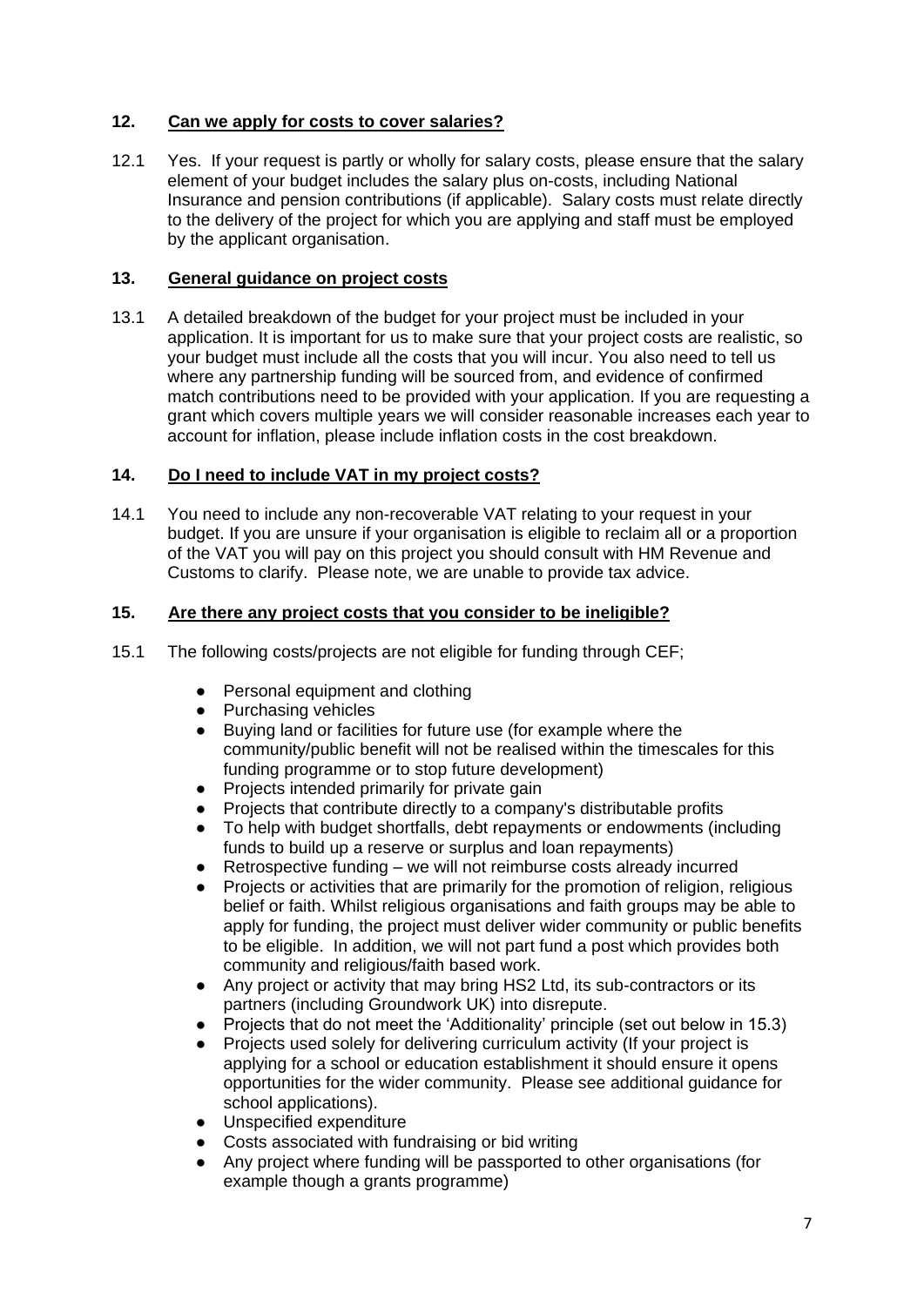## 12. Can we apply for costs to cover salaries?

12.1 Yes. If your request is partly or wholly for salary costs, please ensure that the salary element of your budget includes the salary plus on-costs, including National Insurance and pension contributions (if applicable). Salary costs must relate directly to the delivery of the project for which you are applying and staff must be employed by the applicant organisation.

## 13. General guidance on project costs

13.1 A detailed breakdown of the budget for your project must be included in your application. It is important for us to make sure that your project costs are realistic, so your budget must include all the costs that you will incur. You also need to tell us where any partnership funding will be sourced from, and evidence of confirmed match contributions need to be provided with your application. If you are requesting a grant which covers multiple years we will consider reasonable increases each year to account for inflation, please include inflation costs in the cost breakdown.

## 14. Do I need to include VAT in my project costs?

14.1 You need to include any non-recoverable VAT relating to your request in your budget. If you are unsure if your organisation is eligible to reclaim all or a proportion of the VAT you will pay on this project you should consult with HM Revenue and Customs to clarify. Please note, we are unable to provide tax advice.

## 15. Are there any project costs that you consider to be ineligible?

15.1 The following costs/projects are not eligible for funding through CEF;

- Personal equipment and clothing
- Purchasing vehicles
- Buying land or facilities for future use (for example where the community/public benefit will not be realised within the timescales for this funding programme or to stop future development)
- Projects intended primarily for private gain
- Projects that contribute directly to a company's distributable profits
- To help with budget shortfalls, debt repayments or endowments (including funds to build up a reserve or surplus and loan repayments)
- Retrospective funding – we will not reimburse costs already incurred
- Projects or activities that are primarily for the promotion of religion, religious belief or faith. Whilst religious organisations and faith groups may be able to apply for funding, the project must deliver wider community or public benefits to be eligible. In addition, we will not part fund a post which provides both community and religious/faith based work.
- Any project or activity that may bring HS2 Ltd, its sub-contractors or its partners (including Groundwork UK) into disrepute.
- Projects that do not meet the 'Additionality' principle (set out below in 15.3)
- Projects used solely for delivering curriculum activity (If your project is applying for a school or education establishment it should ensure it opens opportunities for the wider community. Please see additional guidance for school applications).
- Unspecified expenditure
- Costs associated with fundraising or bid writing
- Any project where funding will be passported to other organisations (for example though a grants programme)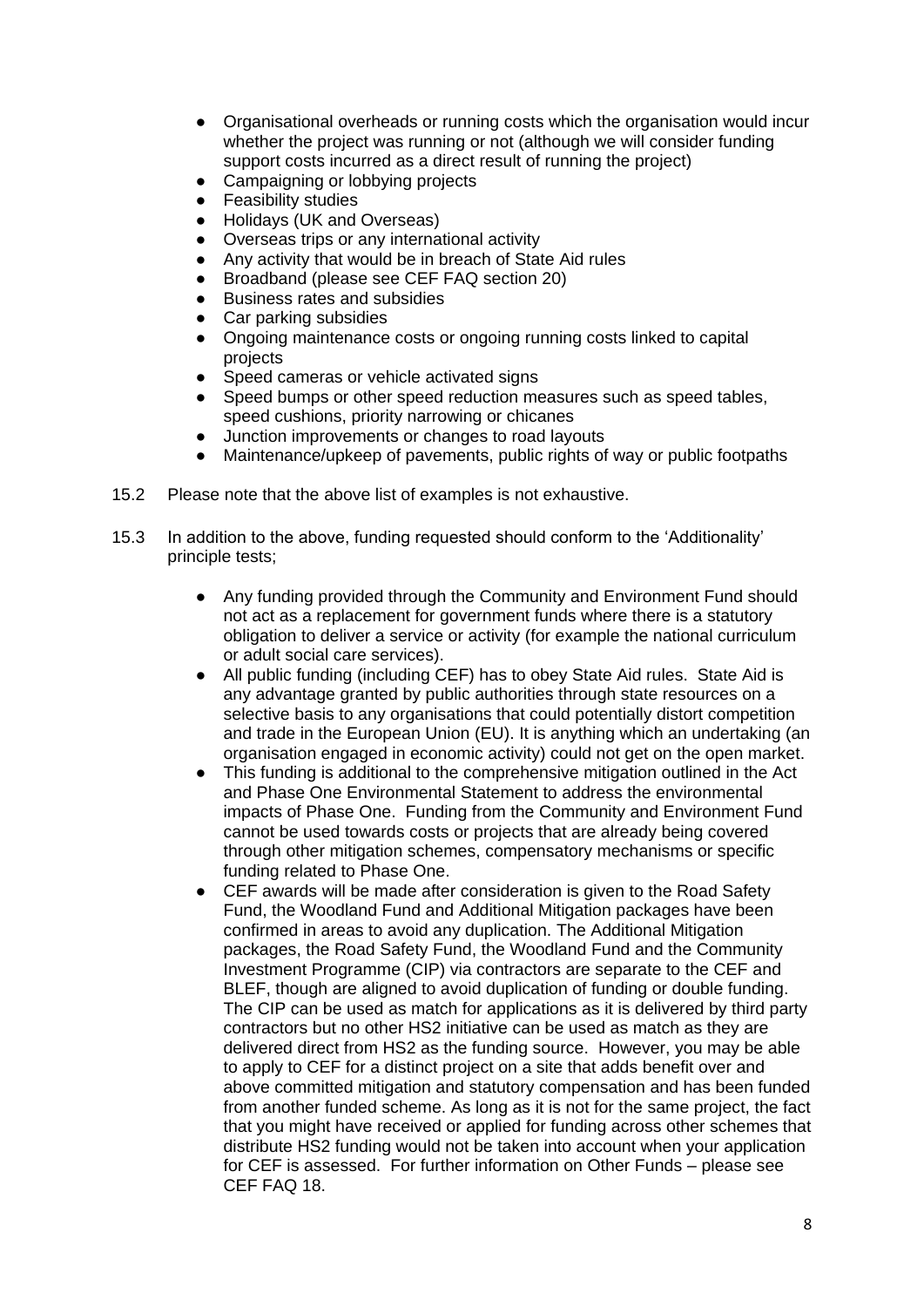- Organisational overheads or running costs which the organisation would incur whether the project was running or not (although we will consider funding support costs incurred as a direct result of running the project)
- Campaigning or lobbying projects
- Feasibility studies
- Holidays (UK and Overseas)
- Overseas trips or any international activity
- Any activity that would be in breach of State Aid rules
- Broadband (please see CEF FAQ section 20)
- Business rates and subsidies
- Car parking subsidies
- Ongoing maintenance costs or ongoing running costs linked to capital projects
- Speed cameras or vehicle activated signs
- Speed bumps or other speed reduction measures such as speed tables, speed cushions, priority narrowing or chicanes
- Junction improvements or changes to road layouts
- Maintenance/upkeep of pavements, public rights of way or public footpaths

15.2 Please note that the above list of examples is not exhaustive.

15.3 In addition to the above, funding requested should conform to the 'Additionality' principle tests;

- Any funding provided through the Community and Environment Fund should not act as a replacement for government funds where there is a statutory obligation to deliver a service or activity (for example the national curriculum or adult social care services).
- All public funding (including CEF) has to obey State Aid rules. State Aid is any advantage granted by public authorities through state resources on a selective basis to any organisations that could potentially distort competition and trade in the European Union (EU). It is anything which an undertaking (an organisation engaged in economic activity) could not get on the open market.
- This funding is additional to the comprehensive mitigation outlined in the Act and Phase One Environmental Statement to address the environmental impacts of Phase One. Funding from the Community and Environment Fund cannot be used towards costs or projects that are already being covered through other mitigation schemes, compensatory mechanisms or specific funding related to Phase One.
- CEF awards will be made after consideration is given to the Road Safety Fund, the Woodland Fund and Additional Mitigation packages have been confirmed in areas to avoid any duplication. The Additional Mitigation packages, the Road Safety Fund, the Woodland Fund and the Community Investment Programme (CIP) via contractors are separate to the CEF and BLEF, though are aligned to avoid duplication of funding or double funding. The CIP can be used as match for applications as it is delivered by third party contractors but no other HS2 initiative can be used as match as they are delivered direct from HS2 as the funding source. However, you may be able to apply to CEF for a distinct project on a site that adds benefit over and above committed mitigation and statutory compensation and has been funded from another funded scheme. As long as it is not for the same project, the fact that you might have received or applied for funding across other schemes that distribute HS2 funding would not be taken into account when your application for CEF is assessed. For further information on Other Funds – please see CEF FAQ 18.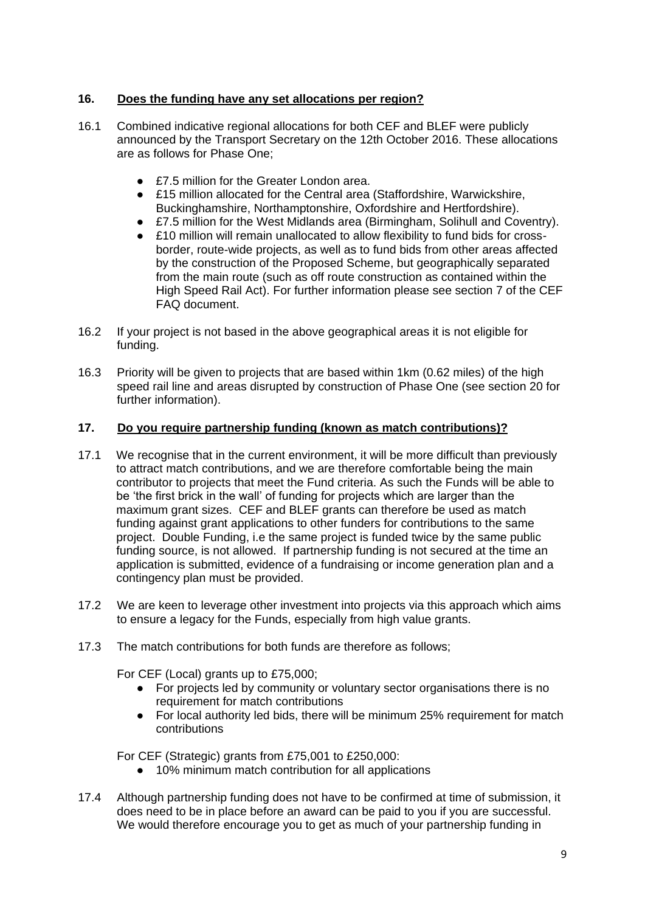## 16. Does the funding have any set allocations per region?

16.1 Combined indicative regional allocations for both CEF and BLEF were publicly announced by the Transport Secretary on the 12th October 2016. These allocations are as follows for Phase One;

- £7.5 million for the Greater London area.
- £15 million allocated for the Central area (Staffordshire, Warwickshire, Buckinghamshire, Northamptonshire, Oxfordshire and Hertfordshire).
- £7.5 million for the West Midlands area (Birmingham, Solihull and Coventry).
- £10 million will remain unallocated to allow flexibility to fund bids for cross-border, route-wide projects, as well as to fund bids from other areas affected by the construction of the Proposed Scheme, but geographically separated from the main route (such as off route construction as contained within the High Speed Rail Act). For further information please see section 7 of the CEF FAQ document.

16.2 If your project is not based in the above geographical areas it is not eligible for funding.

16.3 Priority will be given to projects that are based within 1km (0.62 miles) of the high speed rail line and areas disrupted by construction of Phase One (see section 20 for further information).

## 17. Do you require partnership funding (known as match contributions)?

17.1 We recognise that in the current environment, it will be more difficult than previously to attract match contributions, and we are therefore comfortable being the main contributor to projects that meet the Fund criteria. As such the Funds will be able to be 'the first brick in the wall' of funding for projects which are larger than the maximum grant sizes. CEF and BLEF grants can therefore be used as match funding against grant applications to other funders for contributions to the same project. Double Funding, i.e the same project is funded twice by the same public funding source, is not allowed. If partnership funding is not secured at the time an application is submitted, evidence of a fundraising or income generation plan and a contingency plan must be provided.

17.2 We are keen to leverage other investment into projects via this approach which aims to ensure a legacy for the Funds, especially from high value grants.

17.3 The match contributions for both funds are therefore as follows;

For CEF (Local) grants up to £75,000;

- For projects led by community or voluntary sector organisations there is no requirement for match contributions
- For local authority led bids, there will be minimum 25% requirement for match contributions

For CEF (Strategic) grants from £75,001 to £250,000:

- 10% minimum match contribution for all applications

17.4 Although partnership funding does not have to be confirmed at time of submission, it does need to be in place before an award can be paid to you if you are successful. We would therefore encourage you to get as much of your partnership funding in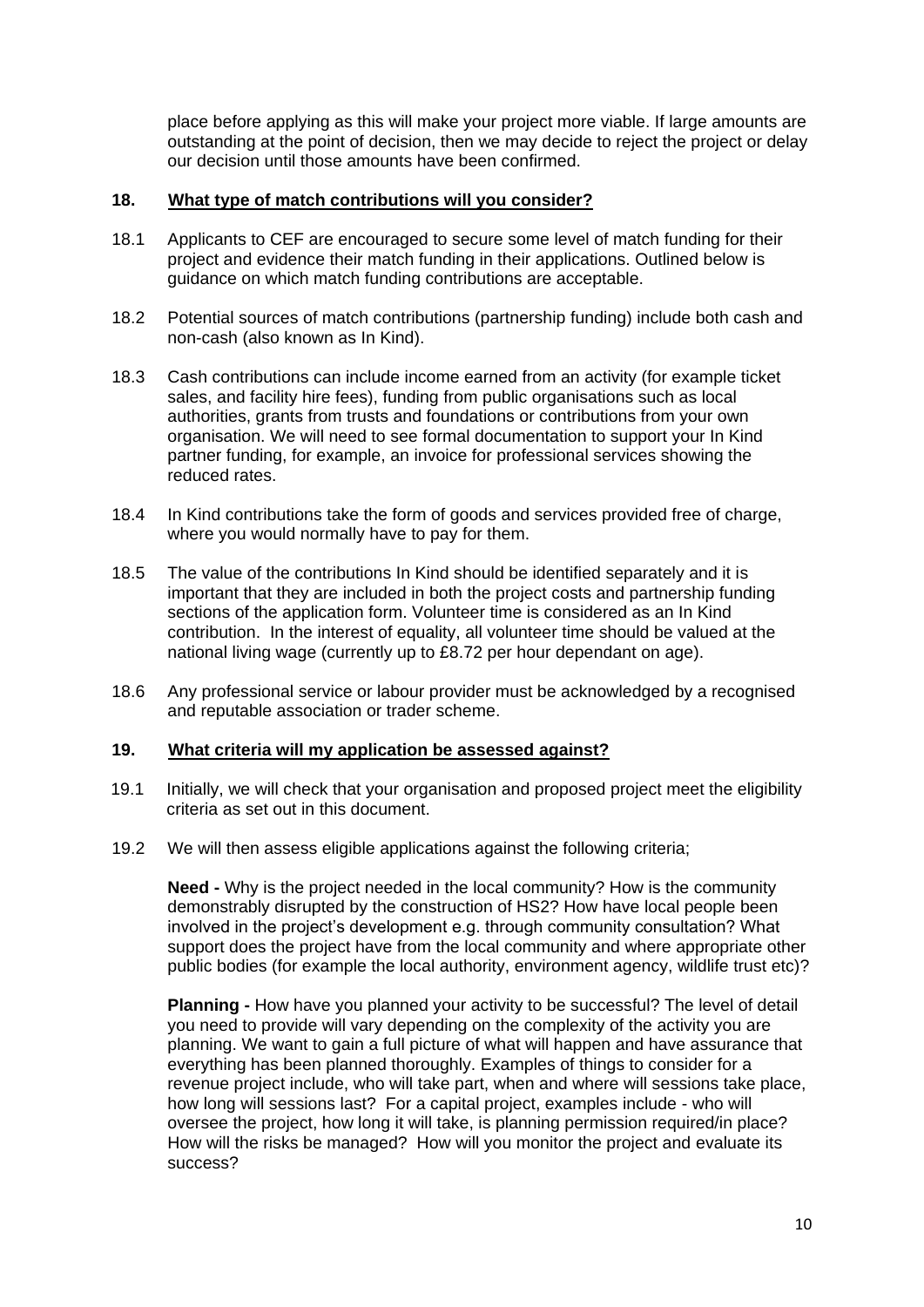place before applying as this will make your project more viable. If large amounts are outstanding at the point of decision, then we may decide to reject the project or delay our decision until those amounts have been confirmed.

## 18. What type of match contributions will you consider?

18.1 Applicants to CEF are encouraged to secure some level of match funding for their project and evidence their match funding in their applications. Outlined below is guidance on which match funding contributions are acceptable.

18.2 Potential sources of match contributions (partnership funding) include both cash and non-cash (also known as In Kind).

18.3 Cash contributions can include income earned from an activity (for example ticket sales, and facility hire fees), funding from public organisations such as local authorities, grants from trusts and foundations or contributions from your own organisation. We will need to see formal documentation to support your In Kind partner funding, for example, an invoice for professional services showing the reduced rates.

18.4 In Kind contributions take the form of goods and services provided free of charge, where you would normally have to pay for them.

18.5 The value of the contributions In Kind should be identified separately and it is important that they are included in both the project costs and partnership funding sections of the application form. Volunteer time is considered as an In Kind contribution. In the interest of equality, all volunteer time should be valued at the national living wage (currently up to £8.72 per hour dependant on age).

18.6 Any professional service or labour provider must be acknowledged by a recognised and reputable association or trader scheme.

## 19. What criteria will my application be assessed against?

19.1 Initially, we will check that your organisation and proposed project meet the eligibility criteria as set out in this document.

19.2 We will then assess eligible applications against the following criteria;

**Need -** Why is the project needed in the local community? How is the community demonstrably disrupted by the construction of HS2? How have local people been involved in the project's development e.g. through community consultation? What support does the project have from the local community and where appropriate other public bodies (for example the local authority, environment agency, wildlife trust etc)?

**Planning -** How have you planned your activity to be successful? The level of detail you need to provide will vary depending on the complexity of the activity you are planning. We want to gain a full picture of what will happen and have assurance that everything has been planned thoroughly. Examples of things to consider for a revenue project include, who will take part, when and where will sessions take place, how long will sessions last? For a capital project, examples include - who will oversee the project, how long it will take, is planning permission required/in place? How will the risks be managed? How will you monitor the project and evaluate its success?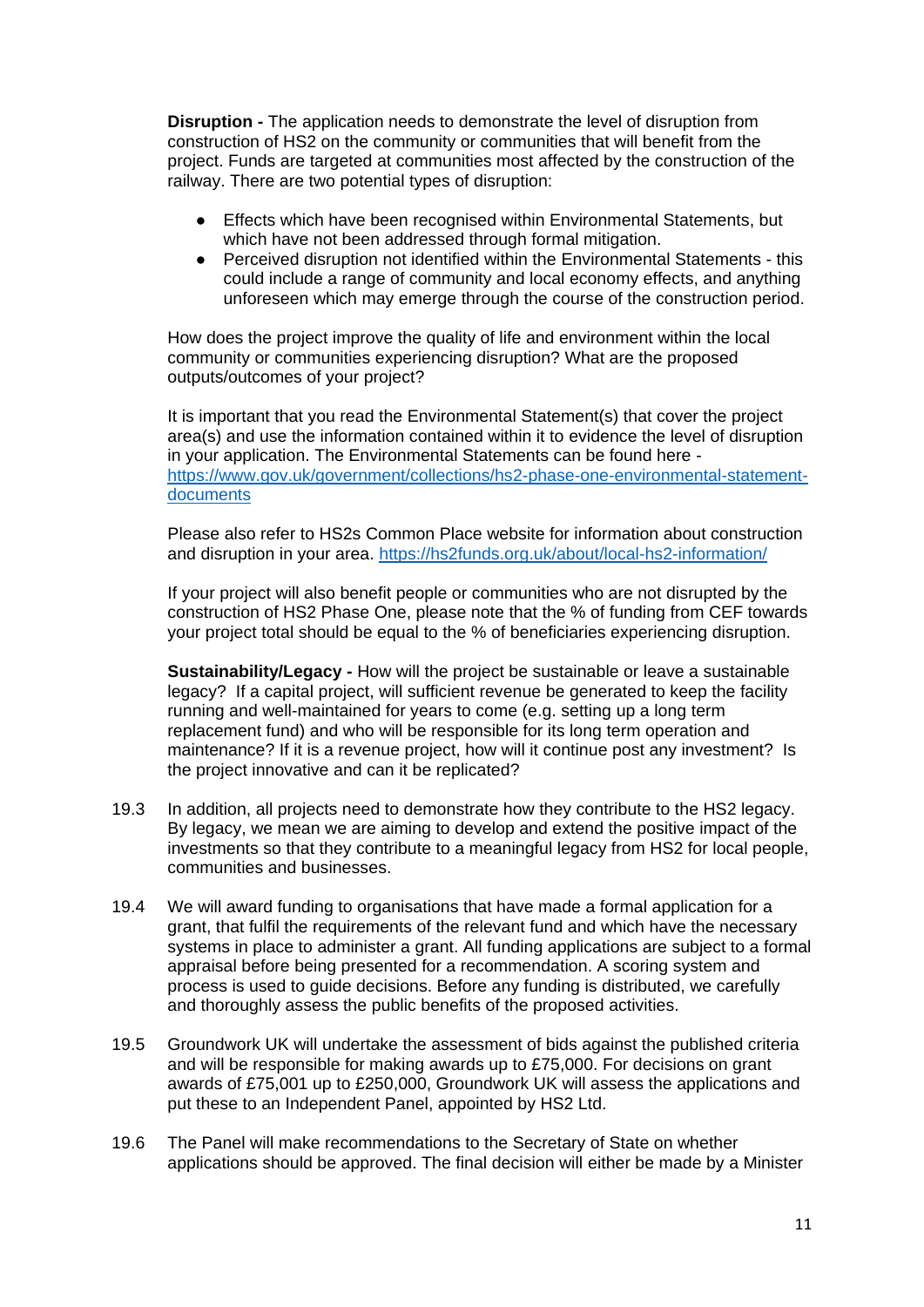**Disruption -** The application needs to demonstrate the level of disruption from construction of HS2 on the community or communities that will benefit from the project. Funds are targeted at communities most affected by the construction of the railway. There are two potential types of disruption:

- Effects which have been recognised within Environmental Statements, but which have not been addressed through formal mitigation.
- Perceived disruption not identified within the Environmental Statements - this could include a range of community and local economy effects, and anything unforeseen which may emerge through the course of the construction period.

How does the project improve the quality of life and environment within the local community or communities experiencing disruption? What are the proposed outputs/outcomes of your project?

It is important that you read the Environmental Statement(s) that cover the project area(s) and use the information contained within it to evidence the level of disruption in your application. The Environmental Statements can be found here - [https://www.gov.uk/government/collections/hs2-phase-one-environmental-statement-documents](https://www.gov.uk/government/collections/hs2-phase-one-environmental-statement-documents)

Please also refer to HS2s Common Place website for information about construction and disruption in your area. [https://hs2funds.org.uk/about/local-hs2-information/](https://hs2funds.org.uk/about/local-hs2-information/)

If your project will also benefit people or communities who are not disrupted by the construction of HS2 Phase One, please note that the % of funding from CEF towards your project total should be equal to the % of beneficiaries experiencing disruption.

**Sustainability/Legacy -** How will the project be sustainable or leave a sustainable legacy? If a capital project, will sufficient revenue be generated to keep the facility running and well-maintained for years to come (e.g. setting up a long term replacement fund) and who will be responsible for its long term operation and maintenance? If it is a revenue project, how will it continue post any investment? Is the project innovative and can it be replicated?

19.3 In addition, all projects need to demonstrate how they contribute to the HS2 legacy. By legacy, we mean we are aiming to develop and extend the positive impact of the investments so that they contribute to a meaningful legacy from HS2 for local people, communities and businesses.

19.4 We will award funding to organisations that have made a formal application for a grant, that fulfil the requirements of the relevant fund and which have the necessary systems in place to administer a grant. All funding applications are subject to a formal appraisal before being presented for a recommendation. A scoring system and process is used to guide decisions. Before any funding is distributed, we carefully and thoroughly assess the public benefits of the proposed activities.

19.5 Groundwork UK will undertake the assessment of bids against the published criteria and will be responsible for making awards up to £75,000. For decisions on grant awards of £75,001 up to £250,000, Groundwork UK will assess the applications and put these to an Independent Panel, appointed by HS2 Ltd.

19.6 The Panel will make recommendations to the Secretary of State on whether applications should be approved. The final decision will either be made by a Minister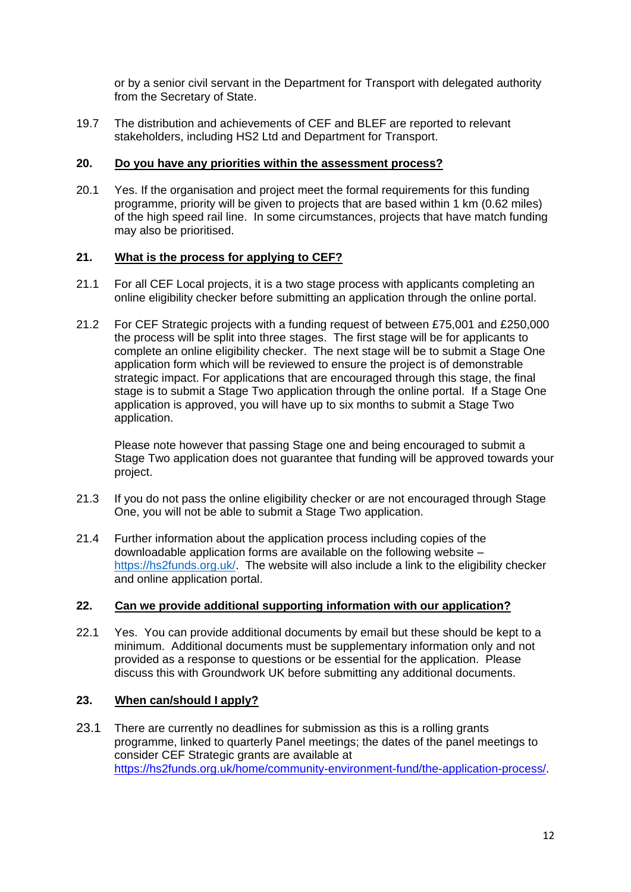or by a senior civil servant in the Department for Transport with delegated authority from the Secretary of State.

19.7 The distribution and achievements of CEF and BLEF are reported to relevant stakeholders, including HS2 Ltd and Department for Transport.

## 20. Do you have any priorities within the assessment process?

20.1 Yes. If the organisation and project meet the formal requirements for this funding programme, priority will be given to projects that are based within 1 km (0.62 miles) of the high speed rail line. In some circumstances, projects that have match funding may also be prioritised.

## 21. What is the process for applying to CEF?

21.1 For all CEF Local projects, it is a two stage process with applicants completing an online eligibility checker before submitting an application through the online portal.

21.2 For CEF Strategic projects with a funding request of between £75,001 and £250,000 the process will be split into three stages. The first stage will be for applicants to complete an online eligibility checker. The next stage will be to submit a Stage One application form which will be reviewed to ensure the project is of demonstrable strategic impact. For applications that are encouraged through this stage, the final stage is to submit a Stage Two application through the online portal. If a Stage One application is approved, you will have up to six months to submit a Stage Two application.

Please note however that passing Stage one and being encouraged to submit a Stage Two application does not guarantee that funding will be approved towards your project.

21.3 If you do not pass the online eligibility checker or are not encouraged through Stage One, you will not be able to submit a Stage Two application.

21.4 Further information about the application process including copies of the downloadable application forms are available on the following website – https://hs2funds.org.uk/. The website will also include a link to the eligibility checker and online application portal.

## 22. Can we provide additional supporting information with our application?

22.1 Yes. You can provide additional documents by email but these should be kept to a minimum. Additional documents must be supplementary information only and not provided as a response to questions or be essential for the application. Please discuss this with Groundwork UK before submitting any additional documents.

## 23. When can/should I apply?

23.1 There are currently no deadlines for submission as this is a rolling grants programme, linked to quarterly Panel meetings; the dates of the panel meetings to consider CEF Strategic grants are available at https://hs2funds.org.uk/home/community-environment-fund/the-application-process/.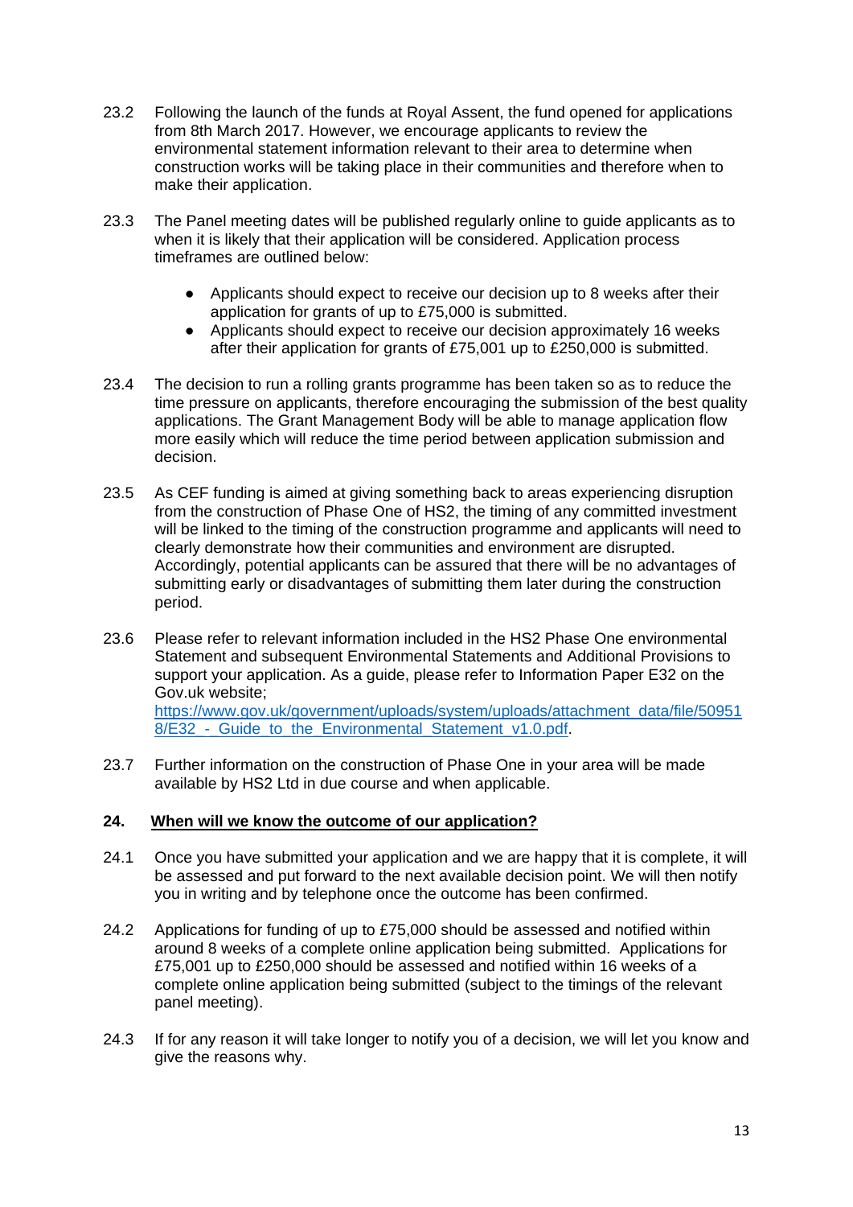23.2 Following the launch of the funds at Royal Assent, the fund opened for applications from 8th March 2017. However, we encourage applicants to review the environmental statement information relevant to their area to determine when construction works will be taking place in their communities and therefore when to make their application.

23.3 The Panel meeting dates will be published regularly online to guide applicants as to when it is likely that their application will be considered. Application process timeframes are outlined below:

- Applicants should expect to receive our decision up to 8 weeks after their application for grants of up to £75,000 is submitted.
- Applicants should expect to receive our decision approximately 16 weeks after their application for grants of £75,001 up to £250,000 is submitted.

23.4 The decision to run a rolling grants programme has been taken so as to reduce the time pressure on applicants, therefore encouraging the submission of the best quality applications. The Grant Management Body will be able to manage application flow more easily which will reduce the time period between application submission and decision.

23.5 As CEF funding is aimed at giving something back to areas experiencing disruption from the construction of Phase One of HS2, the timing of any committed investment will be linked to the timing of the construction programme and applicants will need to clearly demonstrate how their communities and environment are disrupted. Accordingly, potential applicants can be assured that there will be no advantages of submitting early or disadvantages of submitting them later during the construction period.

23.6 Please refer to relevant information included in the HS2 Phase One environmental Statement and subsequent Environmental Statements and Additional Provisions to support your application. As a guide, please refer to Information Paper E32 on the Gov.uk website; [https://www.gov.uk/government/uploads/system/uploads/attachment_data/file/509518/E32_-_Guide_to_the_Environmental_Statement_v1.0.pdf](https://www.gov.uk/government/uploads/system/uploads/attachment_data/file/509518/E32_-_Guide_to_the_Environmental_Statement_v1.0.pdf).

23.7 Further information on the construction of Phase One in your area will be made available by HS2 Ltd in due course and when applicable.

## 24. When will we know the outcome of our application?

24.1 Once you have submitted your application and we are happy that it is complete, it will be assessed and put forward to the next available decision point. We will then notify you in writing and by telephone once the outcome has been confirmed.

24.2 Applications for funding of up to £75,000 should be assessed and notified within around 8 weeks of a complete online application being submitted. Applications for £75,001 up to £250,000 should be assessed and notified within 16 weeks of a complete online application being submitted (subject to the timings of the relevant panel meeting).

24.3 If for any reason it will take longer to notify you of a decision, we will let you know and give the reasons why.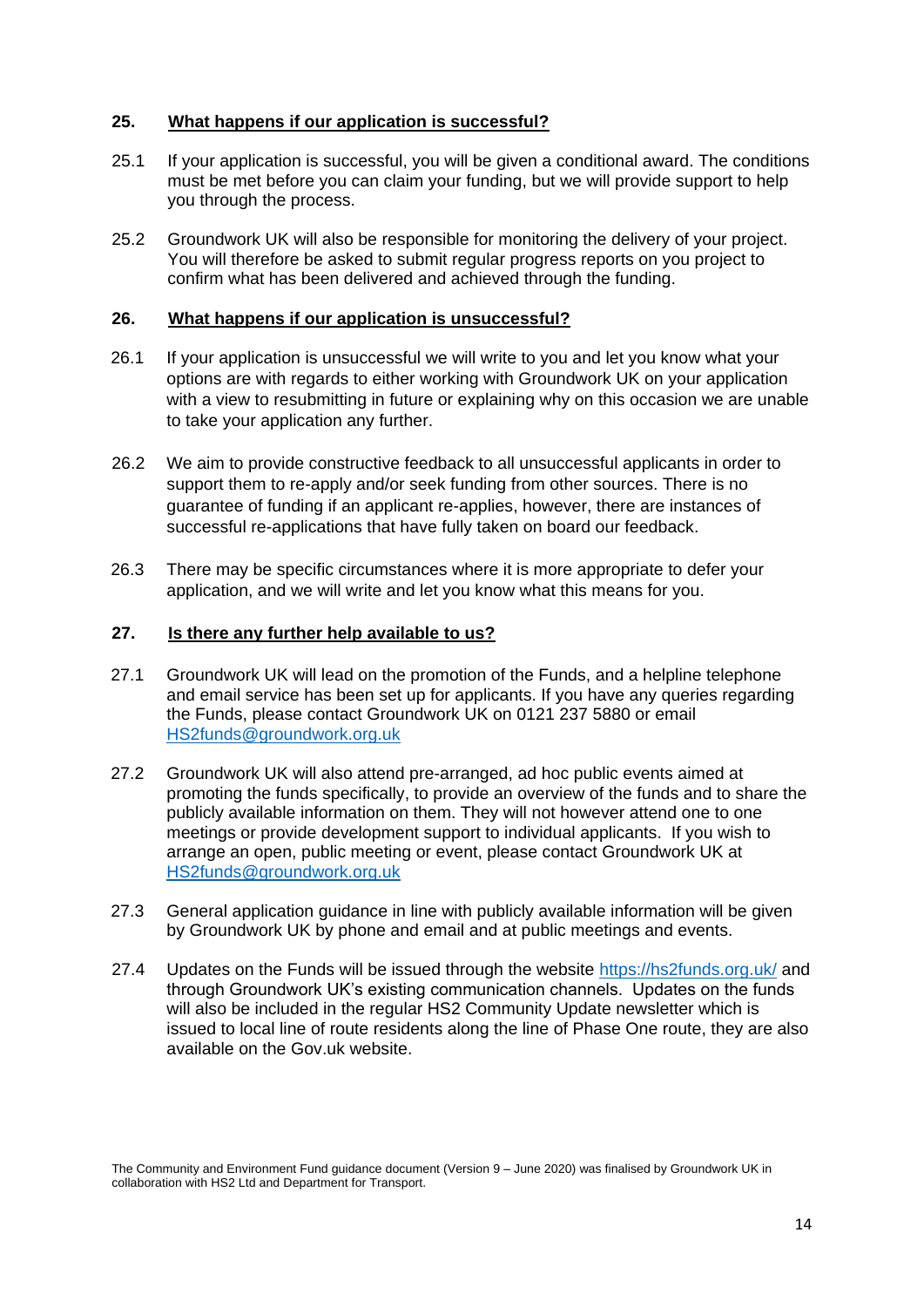## 25. What happens if our application is successful?

25.1 If your application is successful, you will be given a conditional award. The conditions must be met before you can claim your funding, but we will provide support to help you through the process.

25.2 Groundwork UK will also be responsible for monitoring the delivery of your project. You will therefore be asked to submit regular progress reports on you project to confirm what has been delivered and achieved through the funding.

## 26. What happens if our application is unsuccessful?

26.1 If your application is unsuccessful we will write to you and let you know what your options are with regards to either working with Groundwork UK on your application with a view to resubmitting in future or explaining why on this occasion we are unable to take your application any further.

26.2 We aim to provide constructive feedback to all unsuccessful applicants in order to support them to re-apply and/or seek funding from other sources. There is no guarantee of funding if an applicant re-applies, however, there are instances of successful re-applications that have fully taken on board our feedback.

26.3 There may be specific circumstances where it is more appropriate to defer your application, and we will write and let you know what this means for you.

## 27. Is there any further help available to us?

27.1 Groundwork UK will lead on the promotion of the Funds, and a helpline telephone and email service has been set up for applicants. If you have any queries regarding the Funds, please contact Groundwork UK on 0121 237 5880 or email HS2funds@groundwork.org.uk

27.2 Groundwork UK will also attend pre-arranged, ad hoc public events aimed at promoting the funds specifically, to provide an overview of the funds and to share the publicly available information on them. They will not however attend one to one meetings or provide development support to individual applicants. If you wish to arrange an open, public meeting or event, please contact Groundwork UK at HS2funds@groundwork.org.uk

27.3 General application guidance in line with publicly available information will be given by Groundwork UK by phone and email and at public meetings and events.

27.4 Updates on the Funds will be issued through the website https://hs2funds.org.uk/ and through Groundwork UK's existing communication channels. Updates on the funds will also be included in the regular HS2 Community Update newsletter which is issued to local line of route residents along the line of Phase One route, they are also available on the Gov.uk website.

The Community and Environment Fund guidance document (Version 9 – June 2020) was finalised by Groundwork UK in collaboration with HS2 Ltd and Department for Transport.